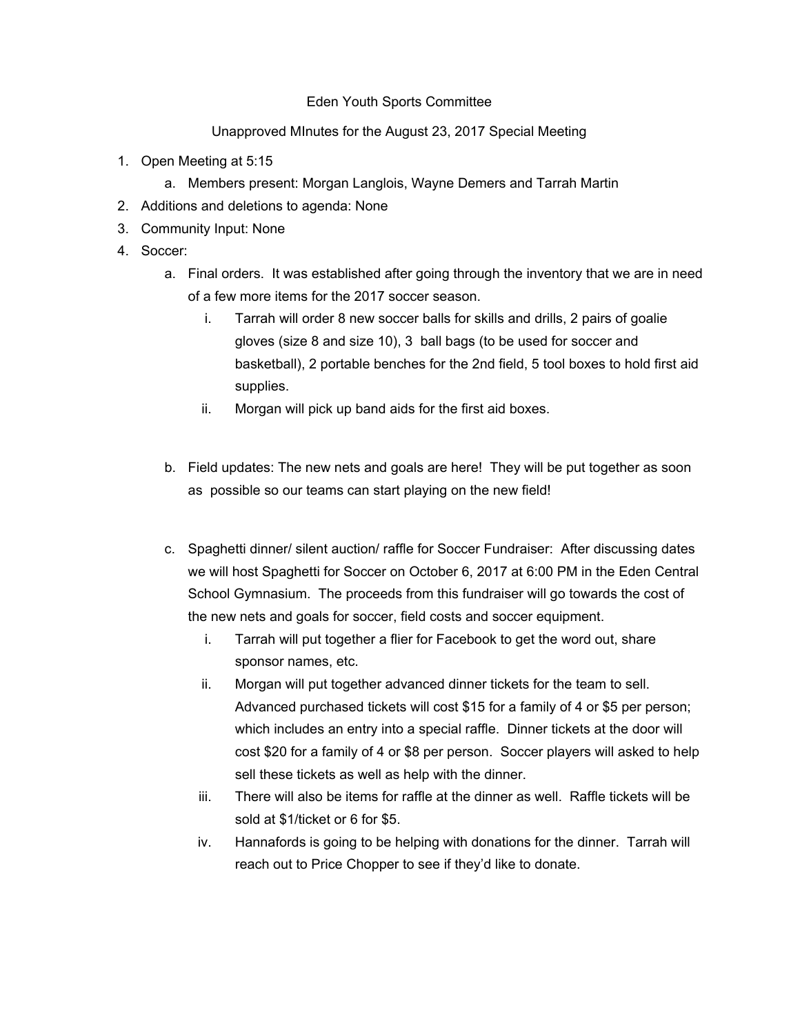Eden Youth Sports Committee

Unapproved MInutes for the August 23, 2017 Special Meeting

1. Open Meeting at 5:15
   a. Members present: Morgan Langlois, Wayne Demers and Tarrah Martin
2. Additions and deletions to agenda: None
3. Community Input: None
4. Soccer:
   a. Final orders. It was established after going through the inventory that we are in need of a few more items for the 2017 soccer season.
      i. Tarrah will order 8 new soccer balls for skills and drills, 2 pairs of goalie gloves (size 8 and size 10), 3 ball bags (to be used for soccer and basketball), 2 portable benches for the 2nd field, 5 tool boxes to hold first aid supplies.
      ii. Morgan will pick up band aids for the first aid boxes.

   b. Field updates: The new nets and goals are here! They will be put together as soon as possible so our teams can start playing on the new field!

   c. Spaghetti dinner/ silent auction/ raffle for Soccer Fundraiser: After discussing dates we will host Spaghetti for Soccer on October 6, 2017 at 6:00 PM in the Eden Central School Gymnasium. The proceeds from this fundraiser will go towards the cost of the new nets and goals for soccer, field costs and soccer equipment.
      i. Tarrah will put together a flier for Facebook to get the word out, share sponsor names, etc.
      ii. Morgan will put together advanced dinner tickets for the team to sell. Advanced purchased tickets will cost $15 for a family of 4 or $5 per person; which includes an entry into a special raffle. Dinner tickets at the door will cost $20 for a family of 4 or $8 per person. Soccer players will asked to help sell these tickets as well as help with the dinner.
      iii. There will also be items for raffle at the dinner as well. Raffle tickets will be sold at $1/ticket or 6 for $5.
      iv. Hannafords is going to be helping with donations for the dinner. Tarrah will reach out to Price Chopper to see if they'd like to donate.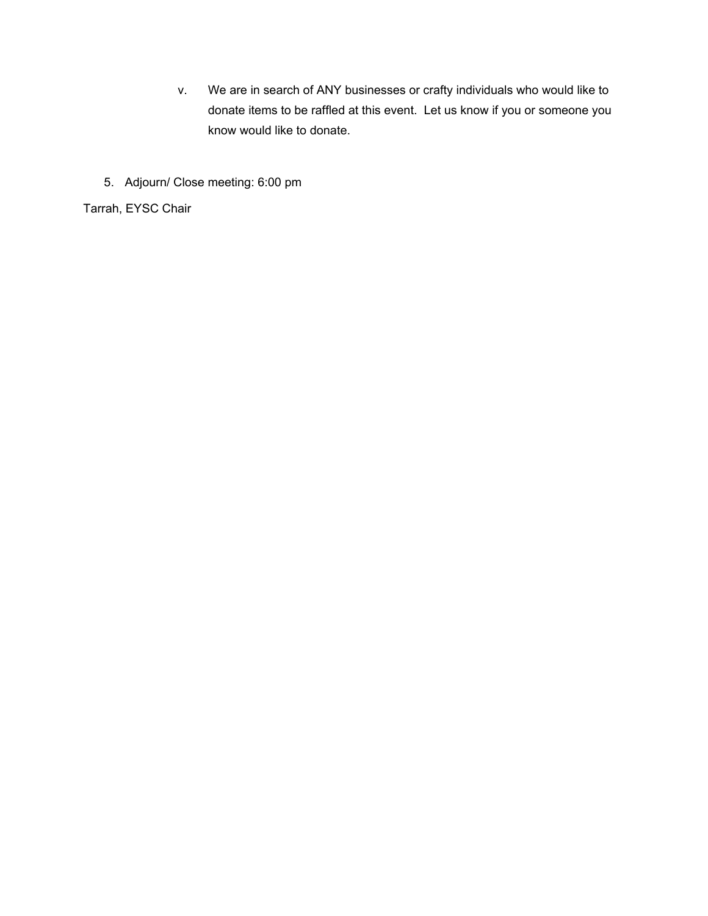v. We are in search of ANY businesses or crafty individuals who would like to donate items to be raffled at this event. Let us know if you or someone you know would like to donate.

5. Adjourn/ Close meeting: 6:00 pm

Tarrah, EYSC Chair